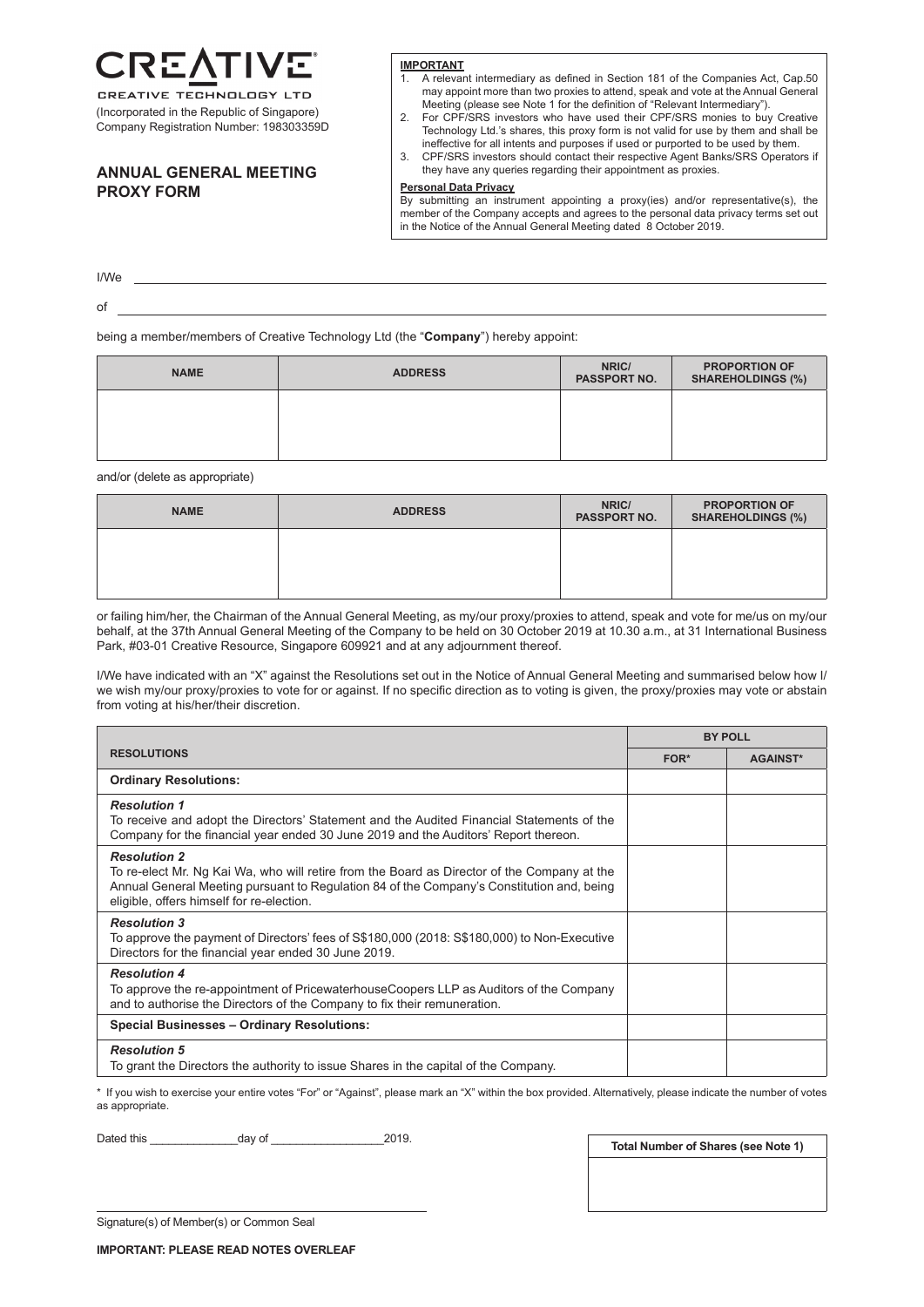# CREATIVE

CREATIVE TECHNOLOGY LTD

(Incorporated in the Republic of Singapore)
Company Registration Number: 198303359D

## ANNUAL GENERAL MEETING PROXY FORM

**IMPORTANT**

1. A relevant intermediary as defined in Section 181 of the Companies Act, Cap.50 may appoint more than two proxies to attend, speak and vote at the Annual General Meeting (please see Note 1 for the definition of "Relevant Intermediary").
2. For CPF/SRS investors who have used their CPF/SRS monies to buy Creative Technology Ltd.'s shares, this proxy form is not valid for use by them and shall be ineffective for all intents and purposes if used or purported to be used by them.
3. CPF/SRS investors should contact their respective Agent Banks/SRS Operators if they have any queries regarding their appointment as proxies.

**Personal Data Privacy**

By submitting an instrument appointing a proxy(ies) and/or representative(s), the member of the Company accepts and agrees to the personal data privacy terms set out in the Notice of the Annual General Meeting dated 8 October 2019.

I/We ______________________________________________________________

of ______________________________________________________________

being a member/members of Creative Technology Ltd (the "**Company**") hereby appoint:

| NAME | ADDRESS | NRIC/ PASSPORT NO. | PROPORTION OF SHAREHOLDINGS (%) |
|---|---|---|---|
| | | | |

and/or (delete as appropriate)

| NAME | ADDRESS | NRIC/ PASSPORT NO. | PROPORTION OF SHAREHOLDINGS (%) |
|---|---|---|---|
| | | | |

or failing him/her, the Chairman of the Annual General Meeting, as my/our proxy/proxies to attend, speak and vote for me/us on my/our behalf, at the 37th Annual General Meeting of the Company to be held on 30 October 2019 at 10.30 a.m., at 31 International Business Park, #03-01 Creative Resource, Singapore 609921 and at any adjournment thereof.

I/We have indicated with an "X" against the Resolutions set out in the Notice of Annual General Meeting and summarised below how I/ we wish my/our proxy/proxies to vote for or against. If no specific direction as to voting is given, the proxy/proxies may vote or abstain from voting at his/her/their discretion.

| RESOLUTIONS | BY POLL | |
|---|---|---|
| | FOR* | AGAINST* |
| **Ordinary Resolutions:** | | |
| ***Resolution 1*** To receive and adopt the Directors' Statement and the Audited Financial Statements of the Company for the financial year ended 30 June 2019 and the Auditors' Report thereon. | | |
| ***Resolution 2*** To re-elect Mr. Ng Kai Wa, who will retire from the Board as Director of the Company at the Annual General Meeting pursuant to Regulation 84 of the Company's Constitution and, being eligible, offers himself for re-election. | | |
| ***Resolution 3*** To approve the payment of Directors' fees of S$180,000 (2018: S$180,000) to Non-Executive Directors for the financial year ended 30 June 2019. | | |
| ***Resolution 4*** To approve the re-appointment of PricewaterhouseCoopers LLP as Auditors of the Company and to authorise the Directors of the Company to fix their remuneration. | | |
| **Special Businesses – Ordinary Resolutions:** | | |
| ***Resolution 5*** To grant the Directors the authority to issue Shares in the capital of the Company. | | |

\* If you wish to exercise your entire votes "For" or "Against", please mark an "X" within the box provided. Alternatively, please indicate the number of votes as appropriate.

Dated this _____________day of _________________2019.

| Total Number of Shares (see Note 1) |
|---|
| |

______________________________________________

Signature(s) of Member(s) or Common Seal

**IMPORTANT: PLEASE READ NOTES OVERLEAF**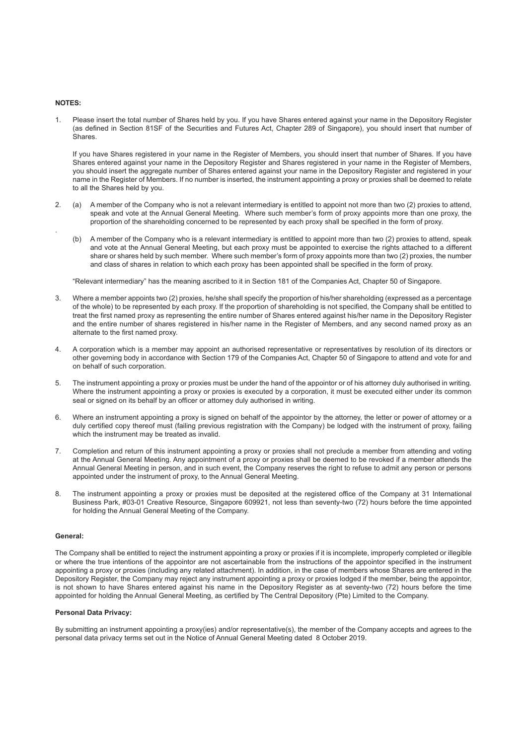**NOTES:**

1. Please insert the total number of Shares held by you. If you have Shares entered against your name in the Depository Register (as defined in Section 81SF of the Securities and Futures Act, Chapter 289 of Singapore), you should insert that number of Shares.

   If you have Shares registered in your name in the Register of Members, you should insert that number of Shares. If you have Shares entered against your name in the Depository Register and Shares registered in your name in the Register of Members, you should insert the aggregate number of Shares entered against your name in the Depository Register and registered in your name in the Register of Members. If no number is inserted, the instrument appointing a proxy or proxies shall be deemed to relate to all the Shares held by you.

2. (a) A member of the Company who is not a relevant intermediary is entitled to appoint not more than two (2) proxies to attend, speak and vote at the Annual General Meeting. Where such member's form of proxy appoints more than one proxy, the proportion of the shareholding concerned to be represented by each proxy shall be specified in the form of proxy.

   (b) A member of the Company who is a relevant intermediary is entitled to appoint more than two (2) proxies to attend, speak and vote at the Annual General Meeting, but each proxy must be appointed to exercise the rights attached to a different share or shares held by such member. Where such member's form of proxy appoints more than two (2) proxies, the number and class of shares in relation to which each proxy has been appointed shall be specified in the form of proxy.

   "Relevant intermediary" has the meaning ascribed to it in Section 181 of the Companies Act, Chapter 50 of Singapore.

3. Where a member appoints two (2) proxies, he/she shall specify the proportion of his/her shareholding (expressed as a percentage of the whole) to be represented by each proxy. If the proportion of shareholding is not specified, the Company shall be entitled to treat the first named proxy as representing the entire number of Shares entered against his/her name in the Depository Register and the entire number of shares registered in his/her name in the Register of Members, and any second named proxy as an alternate to the first named proxy.

4. A corporation which is a member may appoint an authorised representative or representatives by resolution of its directors or other governing body in accordance with Section 179 of the Companies Act, Chapter 50 of Singapore to attend and vote for and on behalf of such corporation.

5. The instrument appointing a proxy or proxies must be under the hand of the appointor or of his attorney duly authorised in writing. Where the instrument appointing a proxy or proxies is executed by a corporation, it must be executed either under its common seal or signed on its behalf by an officer or attorney duly authorised in writing.

6. Where an instrument appointing a proxy is signed on behalf of the appointor by the attorney, the letter or power of attorney or a duly certified copy thereof must (failing previous registration with the Company) be lodged with the instrument of proxy, failing which the instrument may be treated as invalid.

7. Completion and return of this instrument appointing a proxy or proxies shall not preclude a member from attending and voting at the Annual General Meeting. Any appointment of a proxy or proxies shall be deemed to be revoked if a member attends the Annual General Meeting in person, and in such event, the Company reserves the right to refuse to admit any person or persons appointed under the instrument of proxy, to the Annual General Meeting.

8. The instrument appointing a proxy or proxies must be deposited at the registered office of the Company at 31 International Business Park, #03-01 Creative Resource, Singapore 609921, not less than seventy-two (72) hours before the time appointed for holding the Annual General Meeting of the Company.

**General:**

The Company shall be entitled to reject the instrument appointing a proxy or proxies if it is incomplete, improperly completed or illegible or where the true intentions of the appointor are not ascertainable from the instructions of the appointor specified in the instrument appointing a proxy or proxies (including any related attachment). In addition, in the case of members whose Shares are entered in the Depository Register, the Company may reject any instrument appointing a proxy or proxies lodged if the member, being the appointor, is not shown to have Shares entered against his name in the Depository Register as at seventy-two (72) hours before the time appointed for holding the Annual General Meeting, as certified by The Central Depository (Pte) Limited to the Company.

**Personal Data Privacy:**

By submitting an instrument appointing a proxy(ies) and/or representative(s), the member of the Company accepts and agrees to the personal data privacy terms set out in the Notice of Annual General Meeting dated 8 October 2019.